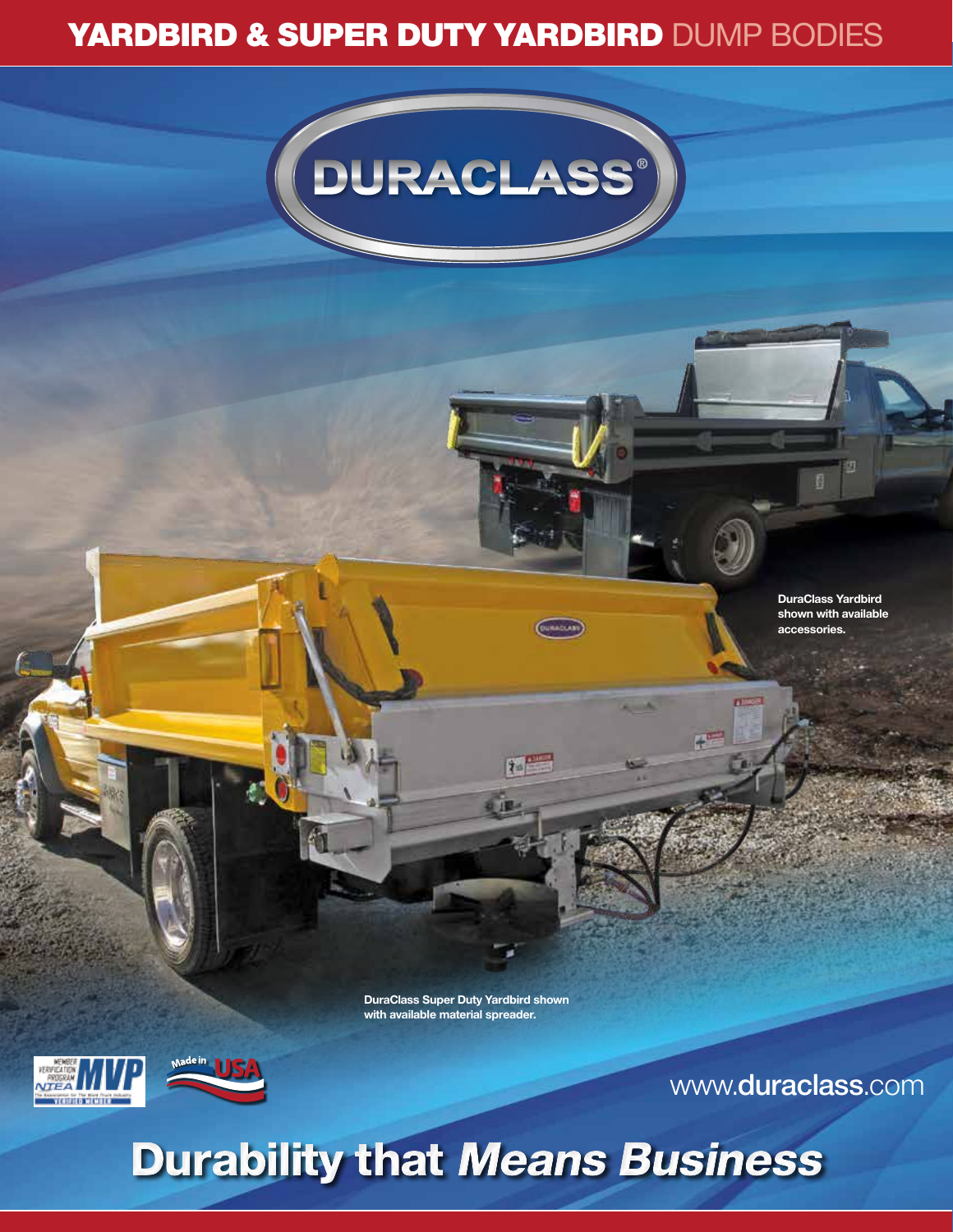# YARDBIRD & SUPER DUTY YARDBIRD DUMP BODIES

DURACLASS®

DuraClass Yardbird shown with available accessories.

DuraClass Super Duty Yardbird shown with available material spreader.

www.duraclass.com

## Durability that *Means Business*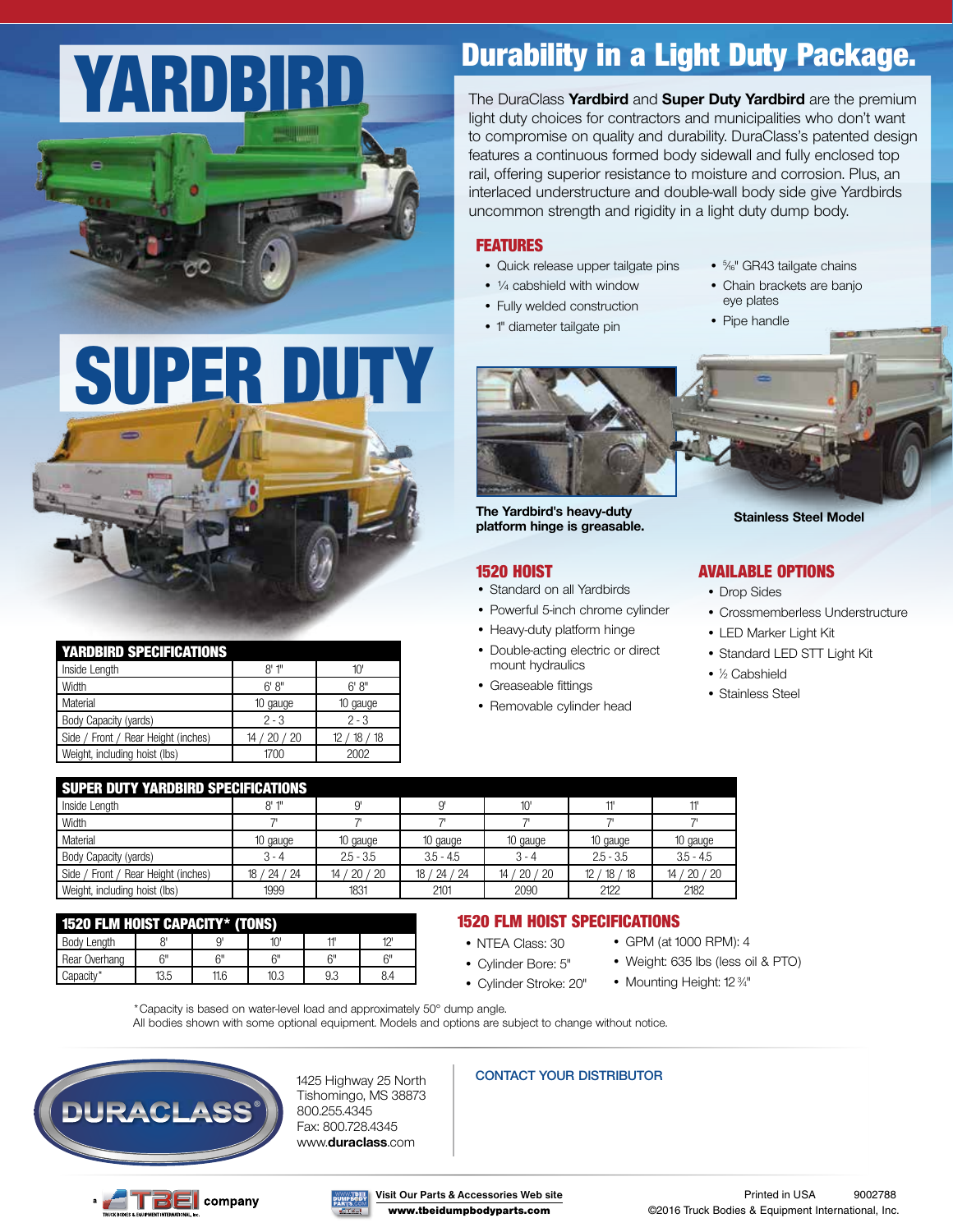# YARDBIRD

# SUPER DUTY

## Durability in a Light Duty Package.

The DuraClass **Yardbird** and **Super Duty Yardbird** are the premium light duty choices for contractors and municipalities who don't want to compromise on quality and durability. DuraClass's patented design features a continuous formed body sidewall and fully enclosed top rail, offering superior resistance to moisture and corrosion. Plus, an interlaced understructure and double-wall body side give Yardbirds uncommon strength and rigidity in a light duty dump body.

### FEATURES

- Quick release upper tailgate pins
- ¼ cabshield with window
- Fully welded construction
- 1" diameter tailgate pin
- 5/16" GR43 tailgate chains
- Chain brackets are banjo eye plates
- Pipe handle

The Yardbird's heavy-duty platform hinge is greasable.

Stainless Steel Model

### 1520 HOIST

- Standard on all Yardbirds
- Powerful 5-inch chrome cylinder
- Heavy-duty platform hinge
- Double-acting electric or direct mount hydraulics
- Greaseable fittings
- Removable cylinder head

### AVAILABLE OPTIONS

- Drop Sides
- Crossmemberless Understructure
- LED Marker Light Kit
- Standard LED STT Light Kit
- ½ Cabshield
- Stainless Steel

| YARDBIRD SPECIFICATIONS | | |
|---|---|---|
| Inside Length | 8' 1" | 10' |
| Width | 6' 8" | 6' 8" |
| Material | 10 gauge | 10 gauge |
| Body Capacity (yards) | 2 - 3 | 2 - 3 |
| Side / Front / Rear Height (inches) | 14 / 20 / 20 | 12 / 18 / 18 |
| Weight, including hoist (lbs) | 1700 | 2002 |

| SUPER DUTY YARDBIRD SPECIFICATIONS | | | | | | |
|---|---|---|---|---|---|---|
| Inside Length | 8' 1" | 9' | 9' | 10' | 11' | 11' |
| Width | 7' | 7' | 7' | 7' | 7' | 7' |
| Material | 10 gauge | 10 gauge | 10 gauge | 10 gauge | 10 gauge | 10 gauge |
| Body Capacity (yards) | 3 - 4 | 2.5 - 3.5 | 3.5 - 4.5 | 3 - 4 | 2.5 - 3.5 | 3.5 - 4.5 |
| Side / Front / Rear Height (inches) | 18 / 24 / 24 | 14 / 20 / 20 | 18 / 24 / 24 | 14 / 20 / 20 | 12 / 18 / 18 | 14 / 20 / 20 |
| Weight, including hoist (lbs) | 1999 | 1831 | 2101 | 2090 | 2122 | 2182 |

| 1520 FLM HOIST CAPACITY* (TONS) | | | | | |
|---|---|---|---|---|---|
| Body Length | 8' | 9' | 10' | 11' | 12' |
| Rear Overhang | 6" | 6" | 6" | 6" | 6" |
| Capacity* | 13.5 | 11.6 | 10.3 | 9.3 | 8.4 |

### 1520 FLM HOIST SPECIFICATIONS

- NTEA Class: 30
- Cylinder Bore: 5"
- Cylinder Stroke: 20"
- GPM (at 1000 RPM): 4
- Weight: 635 lbs (less oil & PTO)
- Mounting Height: 12 ¾"

*Capacity is based on water-level load and approximately 50° dump angle.
All bodies shown with some optional equipment. Models and options are subject to change without notice.

DURACLASS®

1425 Highway 25 North
Tishomingo, MS 38873
800.255.4345
Fax: 800.728.4345
www.duraclass.com

CONTACT YOUR DISTRIBUTOR

a TBEI company

Visit Our Parts & Accessories Web site
www.tbeidumpbodyparts.com

Printed in USA 9002788
©2016 Truck Bodies & Equipment International, Inc.